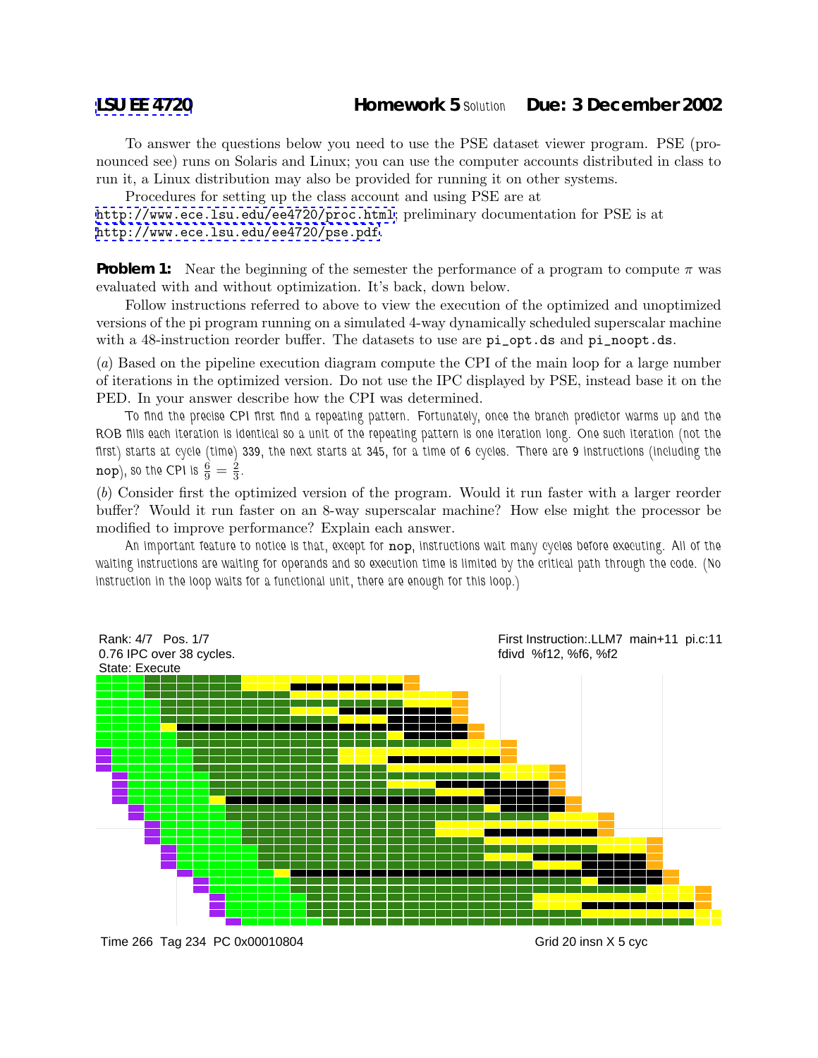**LSU EE 4720** **Homework 5** Solution **Due: 3 December 2002**

To answer the questions below you need to use the PSE dataset viewer program. PSE (pronounced see) runs on Solaris and Linux; you can use the computer accounts distributed in class to run it, a Linux distribution may also be provided for running it on other systems.

Procedures for setting up the class account and using PSE are at http://www.ece.lsu.edu/ee4720/proc.html; preliminary documentation for PSE is at http://www.ece.lsu.edu/ee4720/pse.pdf.

**Problem 1:** Near the beginning of the semester the performance of a program to compute $\pi$ was evaluated with and without optimization. It's back, down below.

Follow instructions referred to above to view the execution of the optimized and unoptimized versions of the pi program running on a simulated 4-way dynamically scheduled superscalar machine with a 48-instruction reorder buffer. The datasets to use are `pi_opt.ds` and `pi_noopt.ds`.

(*a*) Based on the pipeline execution diagram compute the CPI of the main loop for a large number of iterations in the optimized version. Do not use the IPC displayed by PSE, instead base it on the PED. In your answer describe how the CPI was determined.

To find the precise CPI first find a repeating pattern. Fortunately, once the branch predictor warms up and the ROB fills each iteration is identical so a unit of the repeating pattern is one iteration long. One such iteration (not the first) starts at cycle (time) 339, the next starts at 345, for a time of 6 cycles. There are 9 instructions (including the `nop`), so the CPI is $\frac{6}{9} = \frac{2}{3}$.

(*b*) Consider first the optimized version of the program. Would it run faster with a larger reorder buffer? Would it run faster on an 8-way superscalar machine? How else might the processor be modified to improve performance? Explain each answer.

An important feature to notice is that, except for `nop`, instructions wait many cycles before executing. All of the waiting instructions are waiting for operands and so execution time is limited by the critical path through the code. (No instruction in the loop waits for a functional unit, there are enough for this loop.)

Rank: 4/7 Pos. 1/7
0.76 IPC over 38 cycles.
State: Execute

First Instruction:.LLM7 main+11 pi.c:11
fdivd %f12, %f6, %f2

Time 266 Tag 234 PC 0x00010804

Grid 20 insn X 5 cyc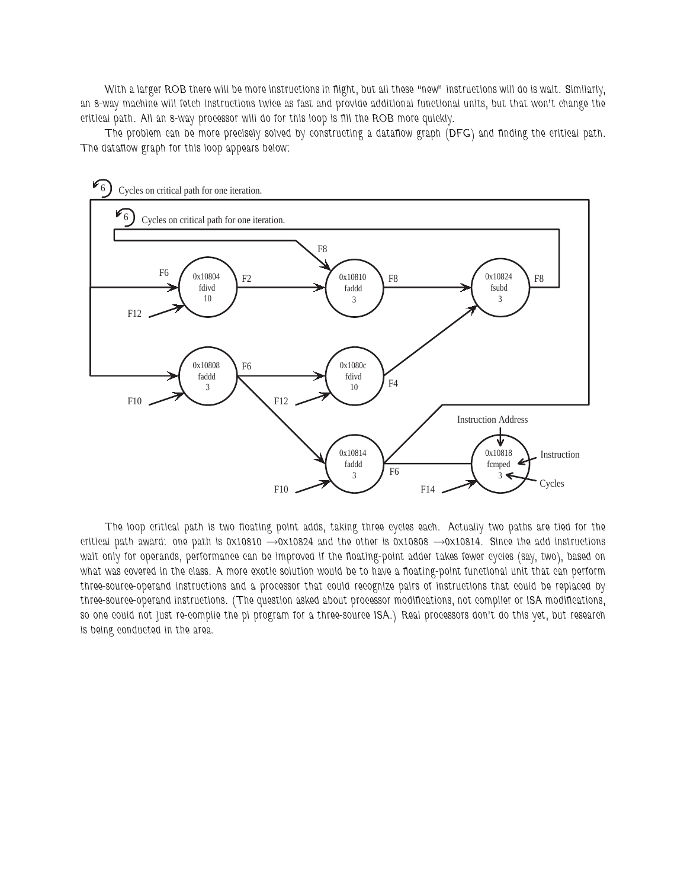With a larger ROB there will be more instructions in flight, but all these "new" instructions will do is wait. Similarly, an 8-way machine will fetch instructions twice as fast and provide additional functional units, but that won't change the critical path. All an 8-way processor will do for this loop is fill the ROB more quickly.

The problem can be more precisely solved by constructing a dataflow graph (DFG) and finding the critical path. The dataflow graph for this loop appears below:

6 Cycles on critical path for one iteration.

6 Cycles on critical path for one iteration.

F8

F6 | 0x10804 fdivd 10 | F2 | 0x10810 faddd 3 | F8 | 0x10824 fsubd 3 | F8

F12

0x10808 faddd 3 | F6 | 0x1080c fdivd 10 | F4

F10 | F12

Instruction Address

0x10814 faddd 3 | F6 | 0x10818 fcmped 3 | Instruction | Cycles

F10 | F14

The loop critical path is two floating point adds, taking three cycles each. Actually two paths are tied for the critical path award: one path is 0x10810 →0x10824 and the other is 0x10808 →0x10814. Since the add instructions wait only for operands, performance can be improved if the floating-point adder takes fewer cycles (say, two), based on what was covered in the class. A more exotic solution would be to have a floating-point functional unit that can perform three-source-operand instructions and a processor that could recognize pairs of instructions that could be replaced by three-source-operand instructions. (The question asked about processor modifications, not compiler or ISA modifications, so one could not just re-compile the pi program for a three-source ISA.) Real processors don't do this yet, but research is being conducted in the area.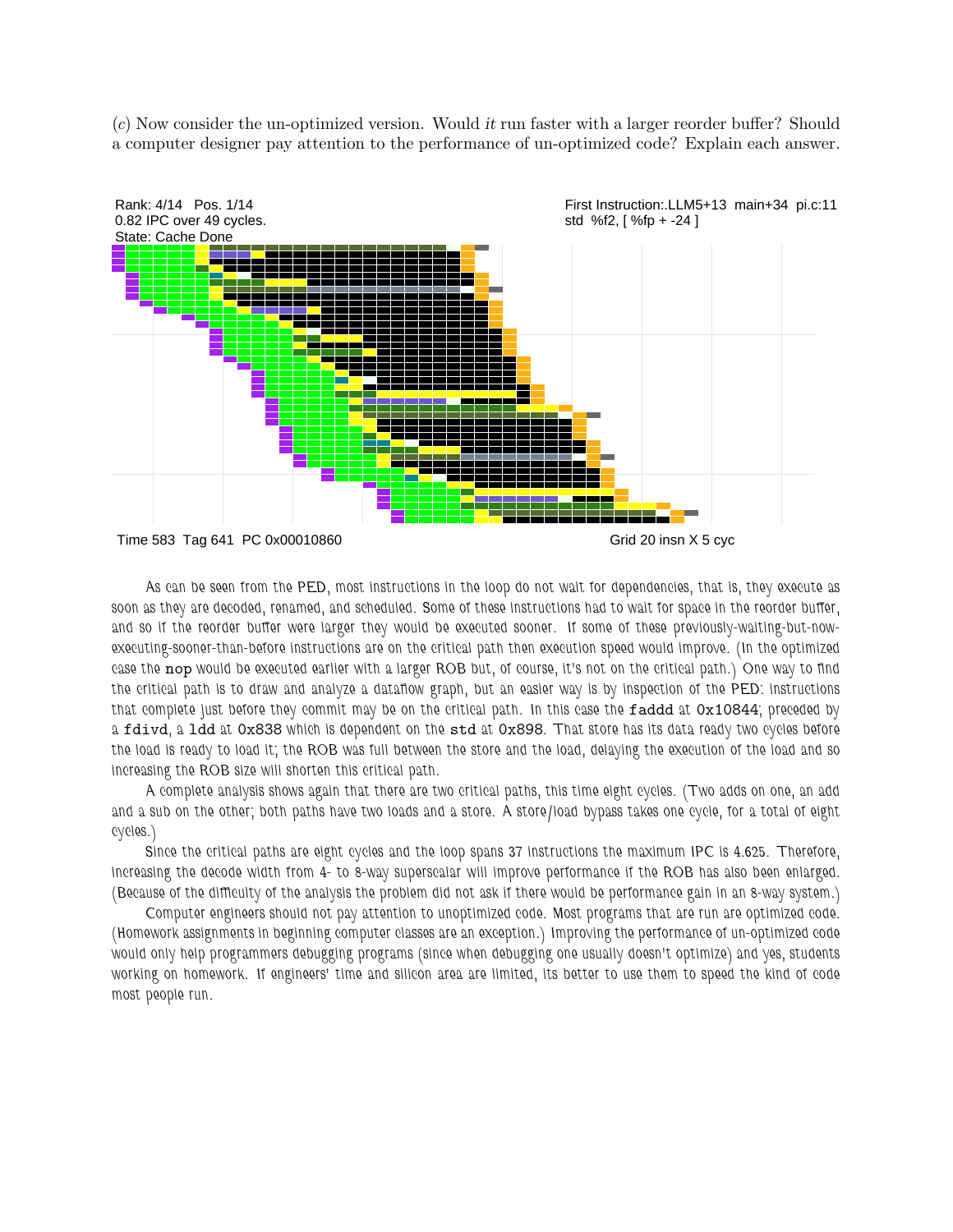(*c*) Now consider the un-optimized version. Would *it* run faster with a larger reorder buffer? Should a computer designer pay attention to the performance of un-optimized code? Explain each answer.

Rank: 4/14 Pos. 1/14
0.82 IPC over 49 cycles.
State: Cache Done

First Instruction:.LLM5+13 main+34 pi.c:11
std %f2, [ %fp + -24 ]

Time 583 Tag 641 PC 0x00010860

Grid 20 insn X 5 cyc

As can be seen from the PED, most instructions in the loop do not wait for dependencies, that is, they execute as soon as they are decoded, renamed, and scheduled. Some of these instructions had to wait for space in the reorder buffer, and so if the reorder buffer were larger they would be executed sooner. If some of these previously-waiting-but-now-executing-sooner-than-before instructions are on the critical path then execution speed would improve. (In the optimized case the `nop` would be executed earlier with a larger ROB but, of course, it's not on the critical path.) One way to find the critical path is to draw and analyze a dataflow graph, but an easier way is by inspection of the PED: instructions that complete just before they commit may be on the critical path. In this case the `faddd` at `0x10844`, preceded by a `fdivd`, a `ldd` at `0x838` which is dependent on the `std` at `0x898`. That store has its data ready two cycles before the load is ready to load it; the ROB was full between the store and the load, delaying the execution of the load and so increasing the ROB size will shorten this critical path.

A complete analysis shows again that there are two critical paths, this time eight cycles. (Two adds on one, an add and a sub on the other; both paths have two loads and a store. A store/load bypass takes one cycle, for a total of eight cycles.)

Since the critical paths are eight cycles and the loop spans 37 instructions the maximum IPC is 4.625. Therefore, increasing the decode width from 4- to 8-way superscalar will improve performance if the ROB has also been enlarged. (Because of the difficulty of the analysis the problem did not ask if there would be performance gain in an 8-way system.)

Computer engineers should not pay attention to unoptimized code. Most programs that are run are optimized code. (Homework assignments in beginning computer classes are an exception.) Improving the performance of un-optimized code would only help programmers debugging programs (since when debugging one usually doesn't optimize) and yes, students working on homework. If engineers' time and silicon area are limited, its better to use them to speed the kind of code most people run.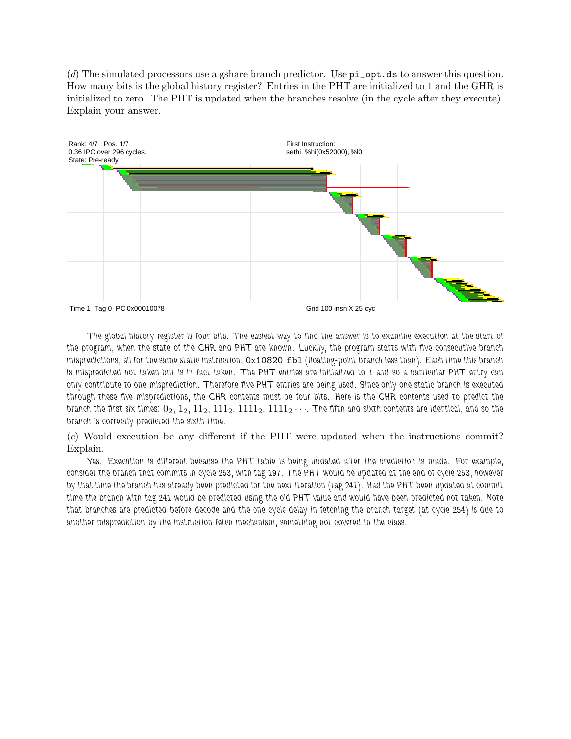(*d*) The simulated processors use a gshare branch predictor. Use `pi_opt.ds` to answer this question. How many bits is the global history register? Entries in the PHT are initialized to 1 and the GHR is initialized to zero. The PHT is updated when the branches resolve (in the cycle after they execute). Explain your answer.

Rank: 4/7 Pos. 1/7
0.36 IPC over 296 cycles.
State: Pre-ready

First Instruction:
sethi %hi(0x52000), %l0

Time 1 Tag 0 PC 0x00010078

Grid 100 insn X 25 cyc

The global history register is four bits. The easiest way to find the answer is to examine execution at the start of the program, when the state of the GHR and PHT are known. Luckily, the program starts with five consecutive branch mispredictions, all for the same static instruction, `0x10820 fbl` (floating-point branch less than). Each time this branch is mispredicted not taken but is in fact taken. The PHT entries are initialized to 1 and so a particular PHT entry can only contribute to one misprediction. Therefore five PHT entries are being used. Since only one static branch is executed through these five mispredictions, the GHR contents must be four bits. Here is the GHR contents used to predict the branch the first six times: $0_2$, $1_2$, $11_2$, $111_2$, $1111_2$, $1111_2 \cdots$. The fifth and sixth contents are identical, and so the branch is correctly predicted the sixth time.

(*e*) Would execution be any different if the PHT were updated when the instructions commit? Explain.

Yes. Execution is different because the PHT table is being updated after the prediction is made. For example, consider the branch that commits in cycle 253, with tag 197. The PHT would be updated at the end of cycle 253, however by that time the branch has already been predicted for the next iteration (tag 241). Had the PHT been updated at commit time the branch with tag 241 would be predicted using the old PHT value and would have been predicted not taken. Note that branches are predicted before decode and the one-cycle delay in fetching the branch target (at cycle 254) is due to another misprediction by the instruction fetch mechanism, something not covered in the class.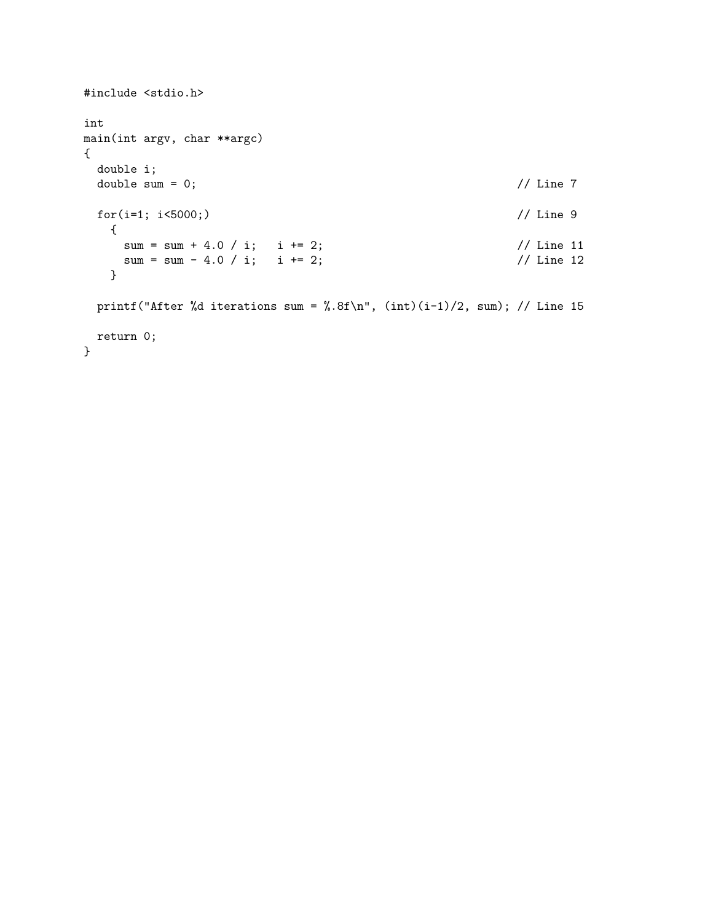```
#include <stdio.h>

int
main(int argv, char **argc)
{
  double i;
  double sum = 0;                                                    // Line 7

  for(i=1; i<5000;)                                                  // Line 9
    {
      sum = sum + 4.0 / i;   i += 2;                                 // Line 11
      sum = sum - 4.0 / i;   i += 2;                                 // Line 12
    }

  printf("After %d iterations sum = %.8f\n", (int)(i-1)/2, sum); // Line 15

  return 0;
}
```